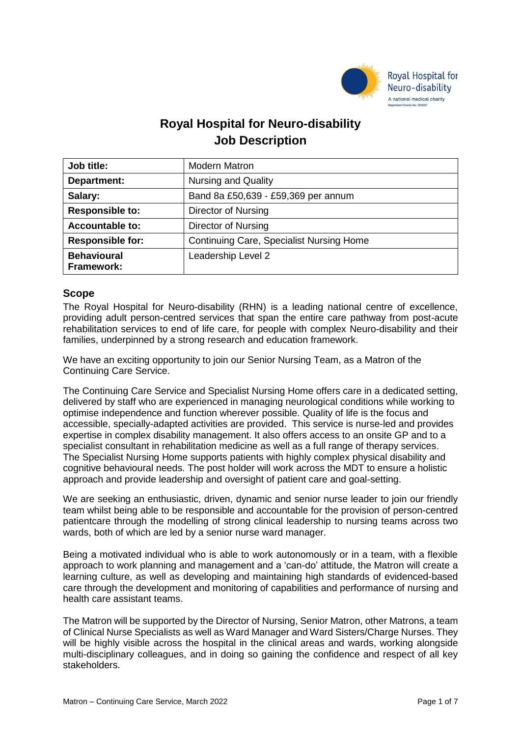# Royal Hospital for Neuro-disability
# Job Description

| **Job title:** | Modern Matron |
|---|---|
| **Department:** | Nursing and Quality |
| **Salary:** | Band 8a £50,639 - £59,369 per annum |
| **Responsible to:** | Director of Nursing |
| **Accountable to:** | Director of Nursing |
| **Responsible for:** | Continuing Care, Specialist Nursing Home |
| **Behavioural Framework:** | Leadership Level 2 |

## Scope

The Royal Hospital for Neuro-disability (RHN) is a leading national centre of excellence, providing adult person-centred services that span the entire care pathway from post-acute rehabilitation services to end of life care, for people with complex Neuro-disability and their families, underpinned by a strong research and education framework.

We have an exciting opportunity to join our Senior Nursing Team, as a Matron of the Continuing Care Service.

The Continuing Care Service and Specialist Nursing Home offers care in a dedicated setting, delivered by staff who are experienced in managing neurological conditions while working to optimise independence and function wherever possible. Quality of life is the focus and accessible, specially-adapted activities are provided. This service is nurse-led and provides expertise in complex disability management. It also offers access to an onsite GP and to a specialist consultant in rehabilitation medicine as well as a full range of therapy services. The Specialist Nursing Home supports patients with highly complex physical disability and cognitive behavioural needs. The post holder will work across the MDT to ensure a holistic approach and provide leadership and oversight of patient care and goal-setting.

We are seeking an enthusiastic, driven, dynamic and senior nurse leader to join our friendly team whilst being able to be responsible and accountable for the provision of person-centred patientcare through the modelling of strong clinical leadership to nursing teams across two wards, both of which are led by a senior nurse ward manager.

Being a motivated individual who is able to work autonomously or in a team, with a flexible approach to work planning and management and a 'can-do' attitude, the Matron will create a learning culture, as well as developing and maintaining high standards of evidenced-based care through the development and monitoring of capabilities and performance of nursing and health care assistant teams.

The Matron will be supported by the Director of Nursing, Senior Matron, other Matrons, a team of Clinical Nurse Specialists as well as Ward Manager and Ward Sisters/Charge Nurses. They will be highly visible across the hospital in the clinical areas and wards, working alongside multi-disciplinary colleagues, and in doing so gaining the confidence and respect of all key stakeholders.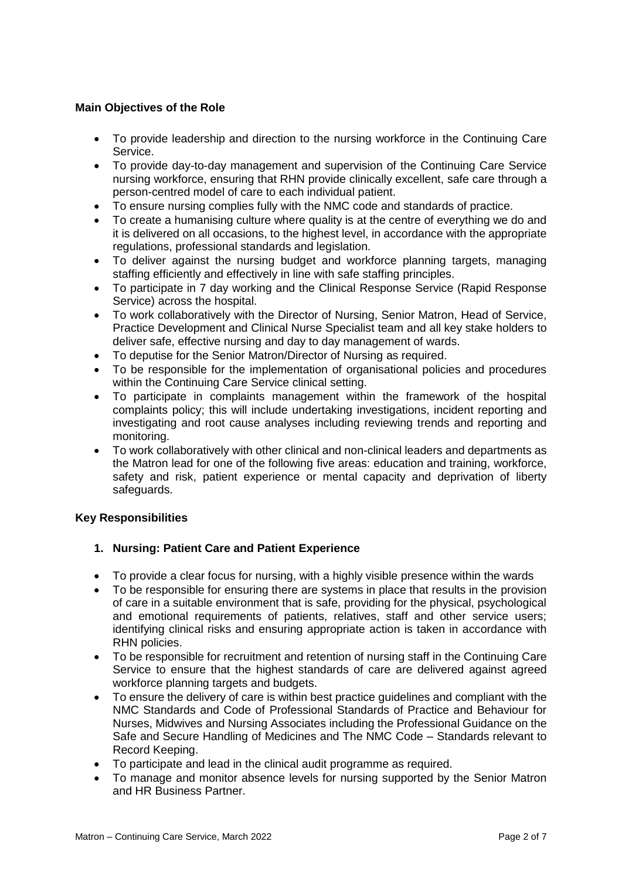**Main Objectives of the Role**

- To provide leadership and direction to the nursing workforce in the Continuing Care Service.
- To provide day-to-day management and supervision of the Continuing Care Service nursing workforce, ensuring that RHN provide clinically excellent, safe care through a person-centred model of care to each individual patient.
- To ensure nursing complies fully with the NMC code and standards of practice.
- To create a humanising culture where quality is at the centre of everything we do and it is delivered on all occasions, to the highest level, in accordance with the appropriate regulations, professional standards and legislation.
- To deliver against the nursing budget and workforce planning targets, managing staffing efficiently and effectively in line with safe staffing principles.
- To participate in 7 day working and the Clinical Response Service (Rapid Response Service) across the hospital.
- To work collaboratively with the Director of Nursing, Senior Matron, Head of Service, Practice Development and Clinical Nurse Specialist team and all key stake holders to deliver safe, effective nursing and day to day management of wards.
- To deputise for the Senior Matron/Director of Nursing as required.
- To be responsible for the implementation of organisational policies and procedures within the Continuing Care Service clinical setting.
- To participate in complaints management within the framework of the hospital complaints policy; this will include undertaking investigations, incident reporting and investigating and root cause analyses including reviewing trends and reporting and monitoring.
- To work collaboratively with other clinical and non-clinical leaders and departments as the Matron lead for one of the following five areas: education and training, workforce, safety and risk, patient experience or mental capacity and deprivation of liberty safeguards.

**Key Responsibilities**

**1. Nursing: Patient Care and Patient Experience**

- To provide a clear focus for nursing, with a highly visible presence within the wards
- To be responsible for ensuring there are systems in place that results in the provision of care in a suitable environment that is safe, providing for the physical, psychological and emotional requirements of patients, relatives, staff and other service users; identifying clinical risks and ensuring appropriate action is taken in accordance with RHN policies.
- To be responsible for recruitment and retention of nursing staff in the Continuing Care Service to ensure that the highest standards of care are delivered against agreed workforce planning targets and budgets.
- To ensure the delivery of care is within best practice guidelines and compliant with the NMC Standards and Code of Professional Standards of Practice and Behaviour for Nurses, Midwives and Nursing Associates including the Professional Guidance on the Safe and Secure Handling of Medicines and The NMC Code – Standards relevant to Record Keeping.
- To participate and lead in the clinical audit programme as required.
- To manage and monitor absence levels for nursing supported by the Senior Matron and HR Business Partner.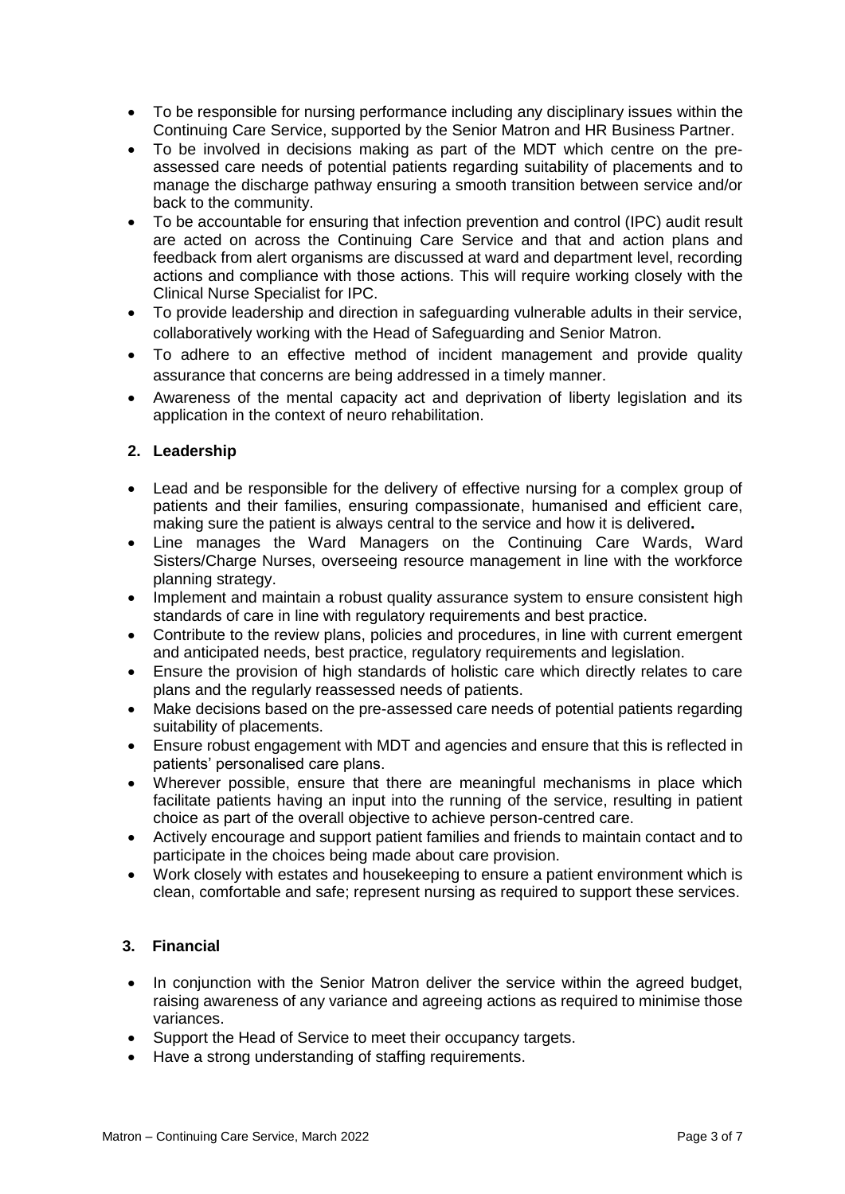- To be responsible for nursing performance including any disciplinary issues within the Continuing Care Service, supported by the Senior Matron and HR Business Partner.
- To be involved in decisions making as part of the MDT which centre on the pre-assessed care needs of potential patients regarding suitability of placements and to manage the discharge pathway ensuring a smooth transition between service and/or back to the community.
- To be accountable for ensuring that infection prevention and control (IPC) audit result are acted on across the Continuing Care Service and that and action plans and feedback from alert organisms are discussed at ward and department level, recording actions and compliance with those actions. This will require working closely with the Clinical Nurse Specialist for IPC.
- To provide leadership and direction in safeguarding vulnerable adults in their service, collaboratively working with the Head of Safeguarding and Senior Matron.
- To adhere to an effective method of incident management and provide quality assurance that concerns are being addressed in a timely manner.
- Awareness of the mental capacity act and deprivation of liberty legislation and its application in the context of neuro rehabilitation.

## 2. Leadership

- Lead and be responsible for the delivery of effective nursing for a complex group of patients and their families, ensuring compassionate, humanised and efficient care, making sure the patient is always central to the service and how it is delivered**.**
- Line manages the Ward Managers on the Continuing Care Wards, Ward Sisters/Charge Nurses, overseeing resource management in line with the workforce planning strategy.
- Implement and maintain a robust quality assurance system to ensure consistent high standards of care in line with regulatory requirements and best practice.
- Contribute to the review plans, policies and procedures, in line with current emergent and anticipated needs, best practice, regulatory requirements and legislation.
- Ensure the provision of high standards of holistic care which directly relates to care plans and the regularly reassessed needs of patients.
- Make decisions based on the pre-assessed care needs of potential patients regarding suitability of placements.
- Ensure robust engagement with MDT and agencies and ensure that this is reflected in patients' personalised care plans.
- Wherever possible, ensure that there are meaningful mechanisms in place which facilitate patients having an input into the running of the service, resulting in patient choice as part of the overall objective to achieve person-centred care.
- Actively encourage and support patient families and friends to maintain contact and to participate in the choices being made about care provision.
- Work closely with estates and housekeeping to ensure a patient environment which is clean, comfortable and safe; represent nursing as required to support these services.

## 3. Financial

- In conjunction with the Senior Matron deliver the service within the agreed budget, raising awareness of any variance and agreeing actions as required to minimise those variances.
- Support the Head of Service to meet their occupancy targets.
- Have a strong understanding of staffing requirements.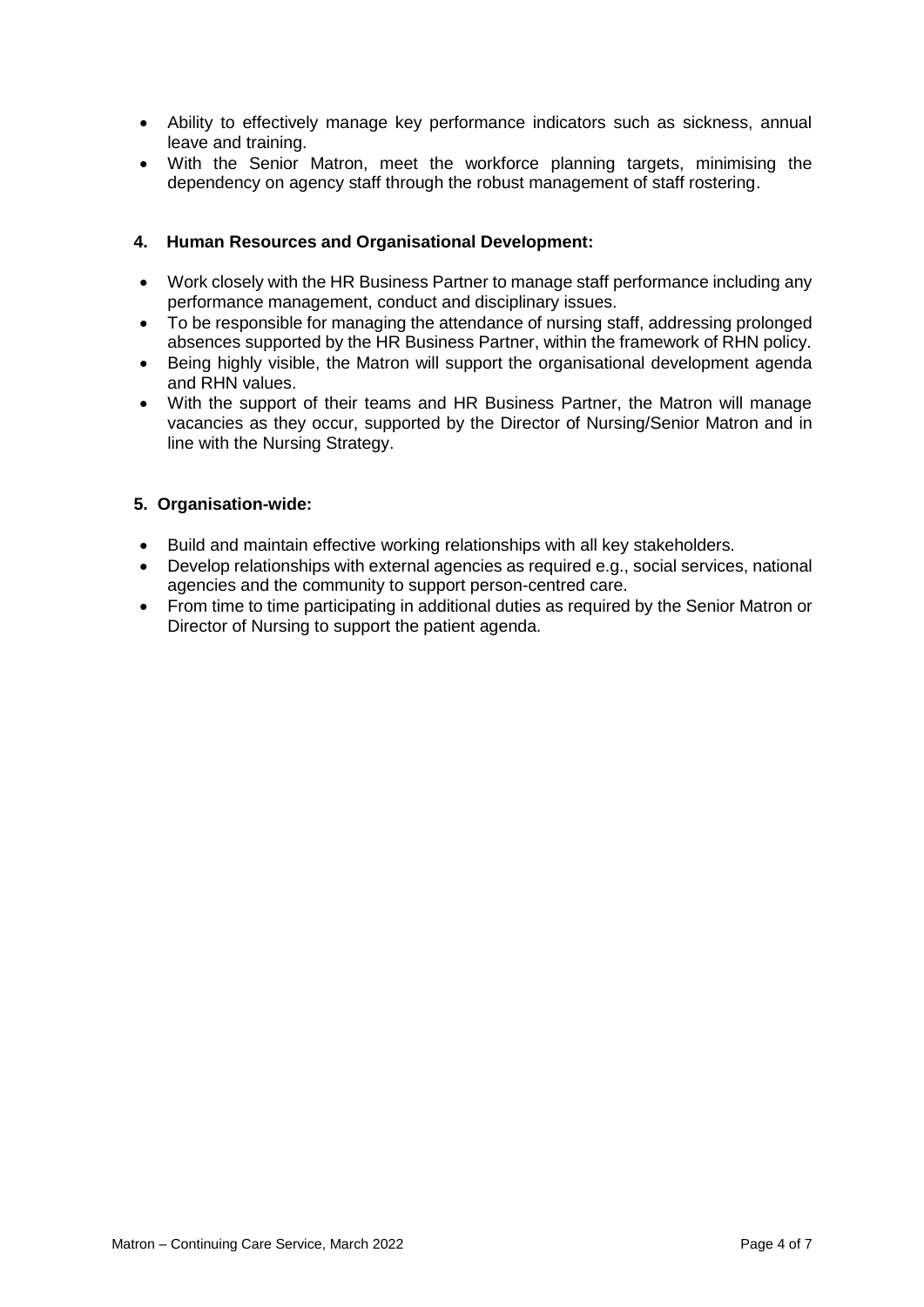- Ability to effectively manage key performance indicators such as sickness, annual leave and training.
- With the Senior Matron, meet the workforce planning targets, minimising the dependency on agency staff through the robust management of staff rostering.

**4. Human Resources and Organisational Development:**

- Work closely with the HR Business Partner to manage staff performance including any performance management, conduct and disciplinary issues.
- To be responsible for managing the attendance of nursing staff, addressing prolonged absences supported by the HR Business Partner, within the framework of RHN policy.
- Being highly visible, the Matron will support the organisational development agenda and RHN values.
- With the support of their teams and HR Business Partner, the Matron will manage vacancies as they occur, supported by the Director of Nursing/Senior Matron and in line with the Nursing Strategy.

**5. Organisation-wide:**

- Build and maintain effective working relationships with all key stakeholders.
- Develop relationships with external agencies as required e.g., social services, national agencies and the community to support person-centred care.
- From time to time participating in additional duties as required by the Senior Matron or Director of Nursing to support the patient agenda.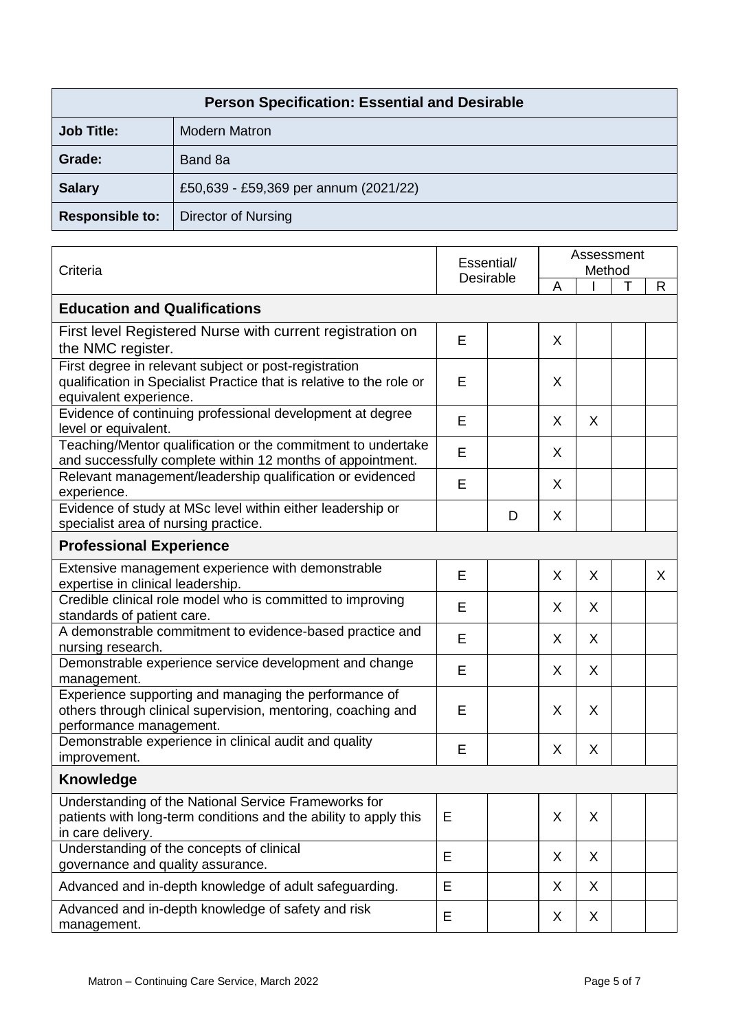| Person Specification: Essential and Desirable | |
|---|---|
| **Job Title:** | Modern Matron |
| **Grade:** | Band 8a |
| **Salary** | £50,639 - £59,369 per annum (2021/22) |
| **Responsible to:** | Director of Nursing |

| Criteria | Essential/ Desirable | | Assessment Method | | | |
|---|---|---|---|---|---|---|
| | | | A | I | T | R |
| **Education and Qualifications** | | | | | | |
| First level Registered Nurse with current registration on the NMC register. | E | | X | | | |
| First degree in relevant subject or post-registration qualification in Specialist Practice that is relative to the role or equivalent experience. | E | | X | | | |
| Evidence of continuing professional development at degree level or equivalent. | E | | X | X | | |
| Teaching/Mentor qualification or the commitment to undertake and successfully complete within 12 months of appointment. | E | | X | | | |
| Relevant management/leadership qualification or evidenced experience. | E | | X | | | |
| Evidence of study at MSc level within either leadership or specialist area of nursing practice. | | D | X | | | |
| **Professional Experience** | | | | | | |
| Extensive management experience with demonstrable expertise in clinical leadership. | E | | X | X | | X |
| Credible clinical role model who is committed to improving standards of patient care. | E | | X | X | | |
| A demonstrable commitment to evidence-based practice and nursing research. | E | | X | X | | |
| Demonstrable experience service development and change management. | E | | X | X | | |
| Experience supporting and managing the performance of others through clinical supervision, mentoring, coaching and performance management. | E | | X | X | | |
| Demonstrable experience in clinical audit and quality improvement. | E | | X | X | | |
| **Knowledge** | | | | | | |
| Understanding of the National Service Frameworks for patients with long-term conditions and the ability to apply this in care delivery. | E | | X | X | | |
| Understanding of the concepts of clinical governance and quality assurance. | E | | X | X | | |
| Advanced and in-depth knowledge of adult safeguarding. | E | | X | X | | |
| Advanced and in-depth knowledge of safety and risk management. | E | | X | X | | |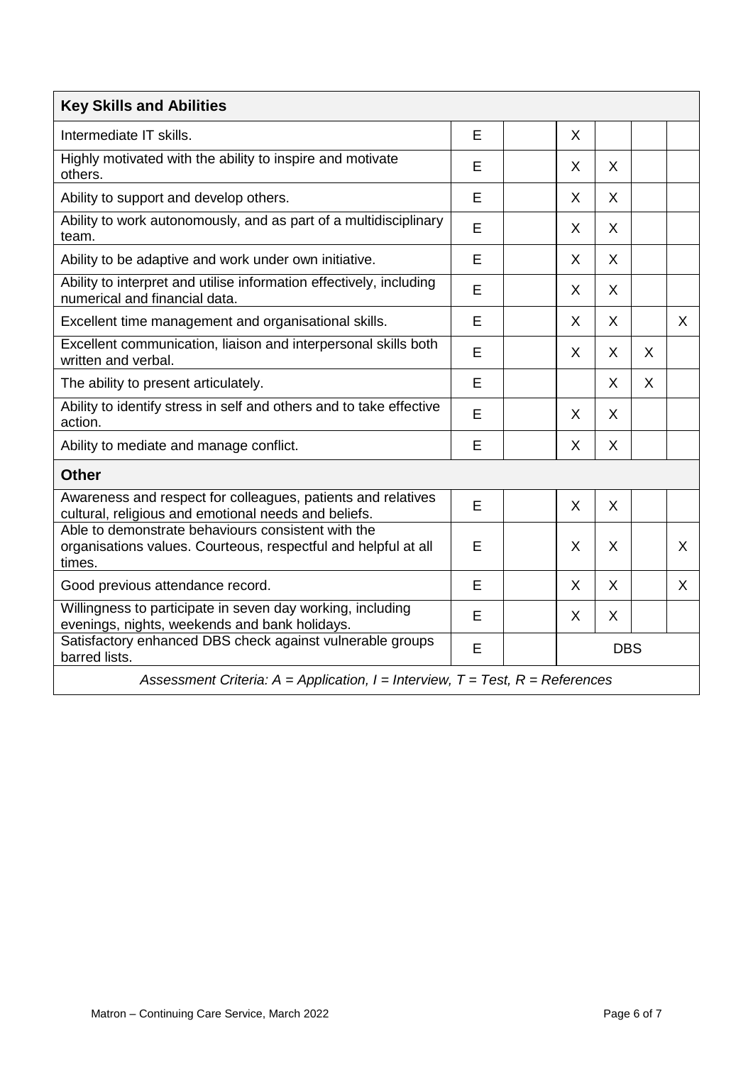| Key Skills and Abilities | | | | | | |
|---|---|---|---|---|---|---|
| Intermediate IT skills. | E | | X | | | |
| Highly motivated with the ability to inspire and motivate others. | E | | X | X | | |
| Ability to support and develop others. | E | | X | X | | |
| Ability to work autonomously, and as part of a multidisciplinary team. | E | | X | X | | |
| Ability to be adaptive and work under own initiative. | E | | X | X | | |
| Ability to interpret and utilise information effectively, including numerical and financial data. | E | | X | X | | |
| Excellent time management and organisational skills. | E | | X | X | | X |
| Excellent communication, liaison and interpersonal skills both written and verbal. | E | | X | X | X | |
| The ability to present articulately. | E | | | X | X | |
| Ability to identify stress in self and others and to take effective action. | E | | X | X | | |
| Ability to mediate and manage conflict. | E | | X | X | | |
| **Other** | | | | | | |
| Awareness and respect for colleagues, patients and relatives cultural, religious and emotional needs and beliefs. | E | | X | X | | |
| Able to demonstrate behaviours consistent with the organisations values. Courteous, respectful and helpful at all times. | E | | X | X | | X |
| Good previous attendance record. | E | | X | X | | X |
| Willingness to participate in seven day working, including evenings, nights, weekends and bank holidays. | E | | X | X | | |
| Satisfactory enhanced DBS check against vulnerable groups barred lists. | E | | DBS | | | |
| *Assessment Criteria: A = Application, I = Interview, T = Test, R = References* | | | | | | |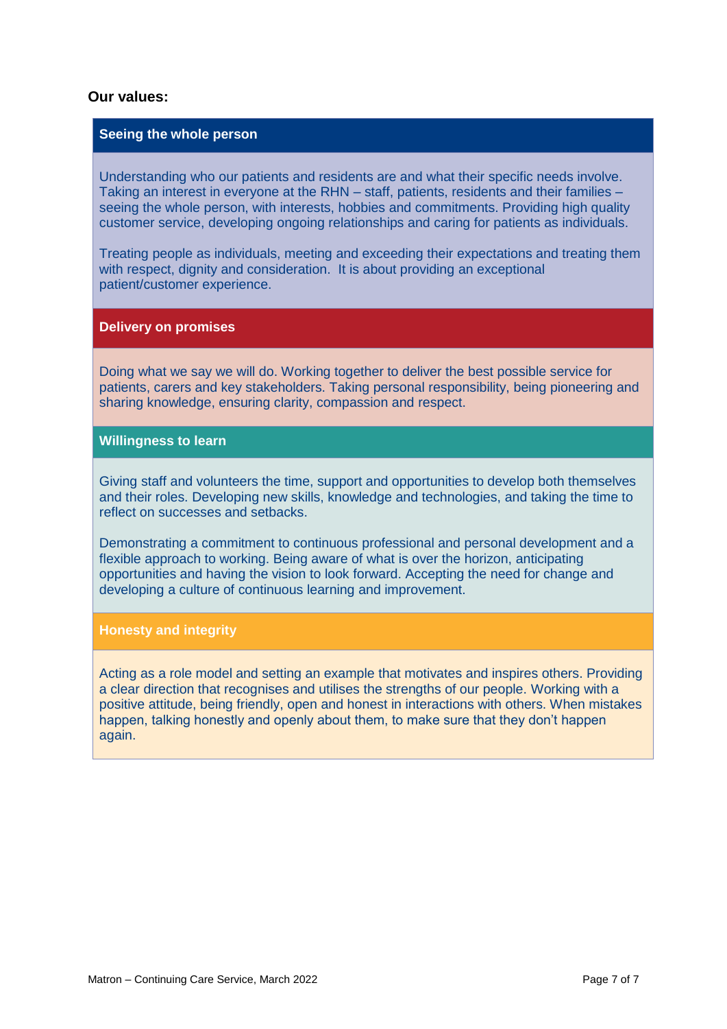**Our values:**

### Seeing the whole person

Understanding who our patients and residents are and what their specific needs involve. Taking an interest in everyone at the RHN – staff, patients, residents and their families – seeing the whole person, with interests, hobbies and commitments. Providing high quality customer service, developing ongoing relationships and caring for patients as individuals.

Treating people as individuals, meeting and exceeding their expectations and treating them with respect, dignity and consideration. It is about providing an exceptional patient/customer experience.

### Delivery on promises

Doing what we say we will do. Working together to deliver the best possible service for patients, carers and key stakeholders. Taking personal responsibility, being pioneering and sharing knowledge, ensuring clarity, compassion and respect.

### Willingness to learn

Giving staff and volunteers the time, support and opportunities to develop both themselves and their roles. Developing new skills, knowledge and technologies, and taking the time to reflect on successes and setbacks.

Demonstrating a commitment to continuous professional and personal development and a flexible approach to working. Being aware of what is over the horizon, anticipating opportunities and having the vision to look forward. Accepting the need for change and developing a culture of continuous learning and improvement.

### Honesty and integrity

Acting as a role model and setting an example that motivates and inspires others. Providing a clear direction that recognises and utilises the strengths of our people. Working with a positive attitude, being friendly, open and honest in interactions with others. When mistakes happen, talking honestly and openly about them, to make sure that they don't happen again.